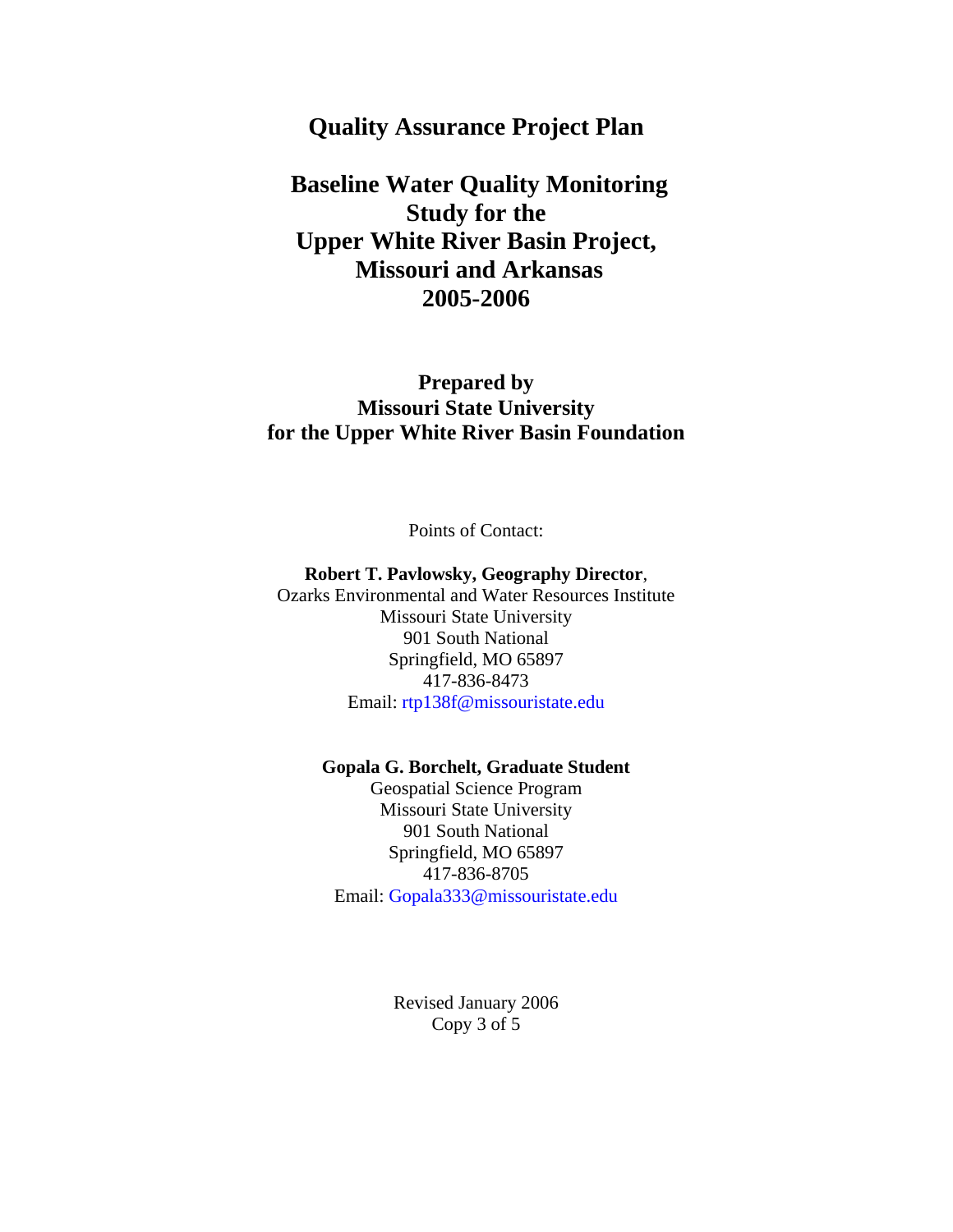# Quality Assurance Project Plan

## Baseline Water Quality Monitoring Study for the Upper White River Basin Project, Missouri and Arkansas 2005-2006

### Prepared by Missouri State University for the Upper White River Basin Foundation

Points of Contact:

**Robert T. Pavlowsky, Geography Director**,
Ozarks Environmental and Water Resources Institute
Missouri State University
901 South National
Springfield, MO 65897
417-836-8473
Email: rtp138f@missouristate.edu

**Gopala G. Borchelt, Graduate Student**
Geospatial Science Program
Missouri State University
901 South National
Springfield, MO 65897
417-836-8705
Email: Gopala333@missouristate.edu

Revised January 2006
Copy 3 of 5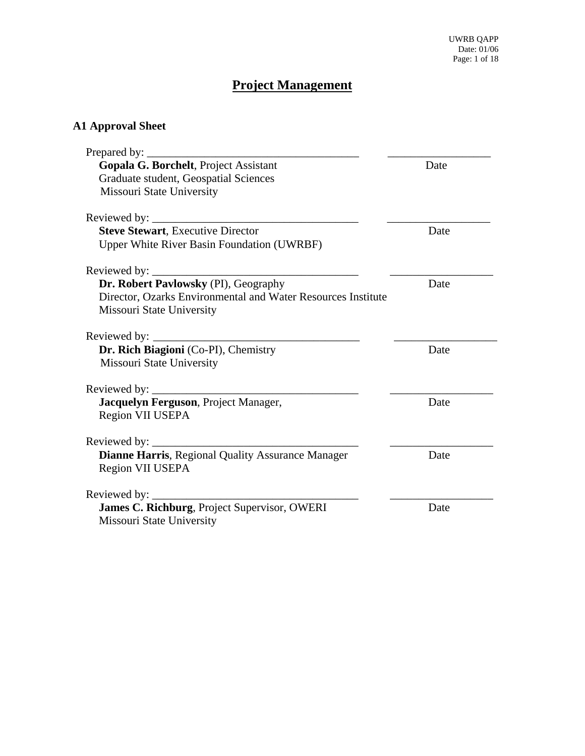# Project Management

## A1 Approval Sheet

Prepared by: ____________________________________ __________________
**Gopala G. Borchelt**, Project Assistant Date
Graduate student, Geospatial Sciences
Missouri State University

Reviewed by: ____________________________________ __________________
**Steve Stewart**, Executive Director Date
Upper White River Basin Foundation (UWRBF)

Reviewed by: ____________________________________ __________________
**Dr. Robert Pavlowsky** (PI), Geography Date
Director, Ozarks Environmental and Water Resources Institute
Missouri State University

Reviewed by: ____________________________________ __________________
**Dr. Rich Biagioni** (Co-PI), Chemistry Date
Missouri State University

Reviewed by: ____________________________________ __________________
**Jacquelyn Ferguson**, Project Manager, Date
Region VII USEPA

Reviewed by: ____________________________________ __________________
**Dianne Harris**, Regional Quality Assurance Manager Date
Region VII USEPA

Reviewed by: ____________________________________ __________________
**James C. Richburg**, Project Supervisor, OWERI Date
Missouri State University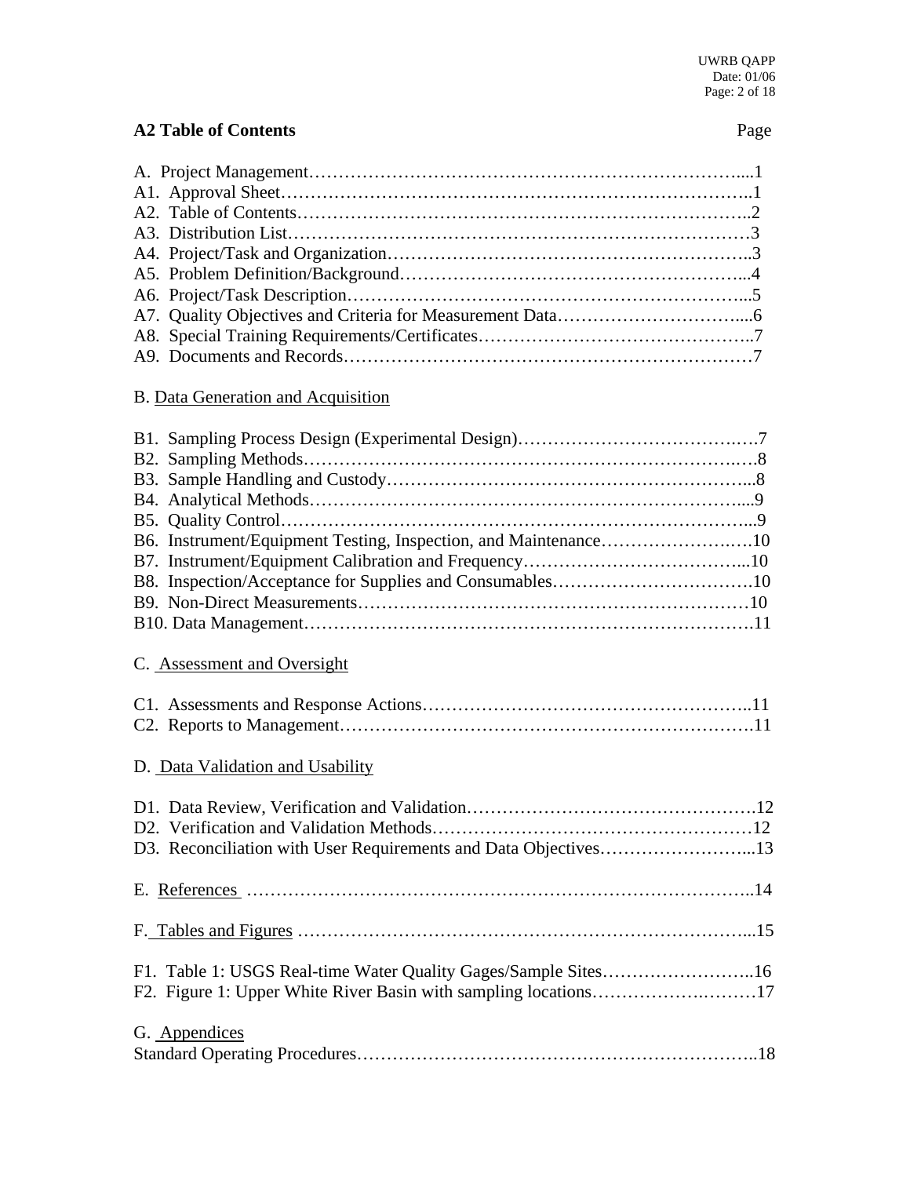## A2 Table of Contents

| | Page |
|---|---|
| A. Project Management | 1 |
| A1. Approval Sheet | 1 |
| A2. Table of Contents | 2 |
| A3. Distribution List | 3 |
| A4. Project/Task and Organization | 3 |
| A5. Problem Definition/Background | 4 |
| A6. Project/Task Description | 5 |
| A7. Quality Objectives and Criteria for Measurement Data | 6 |
| A8. Special Training Requirements/Certificates | 7 |
| A9. Documents and Records | 7 |
| B. Data Generation and Acquisition | |
| B1. Sampling Process Design (Experimental Design) | 7 |
| B2. Sampling Methods | 8 |
| B3. Sample Handling and Custody | 8 |
| B4. Analytical Methods | 9 |
| B5. Quality Control | 9 |
| B6. Instrument/Equipment Testing, Inspection, and Maintenance | 10 |
| B7. Instrument/Equipment Calibration and Frequency | 10 |
| B8. Inspection/Acceptance for Supplies and Consumables | 10 |
| B9. Non-Direct Measurements | 10 |
| B10. Data Management | 11 |
| C. Assessment and Oversight | |
| C1. Assessments and Response Actions | 11 |
| C2. Reports to Management | 11 |
| D. Data Validation and Usability | |
| D1. Data Review, Verification and Validation | 12 |
| D2. Verification and Validation Methods | 12 |
| D3. Reconciliation with User Requirements and Data Objectives | 13 |
| E. References | 14 |
| F. Tables and Figures | 15 |
| F1. Table 1: USGS Real-time Water Quality Gages/Sample Sites | 16 |
| F2. Figure 1: Upper White River Basin with sampling locations | 17 |
| G. Appendices | |
| Standard Operating Procedures | 18 |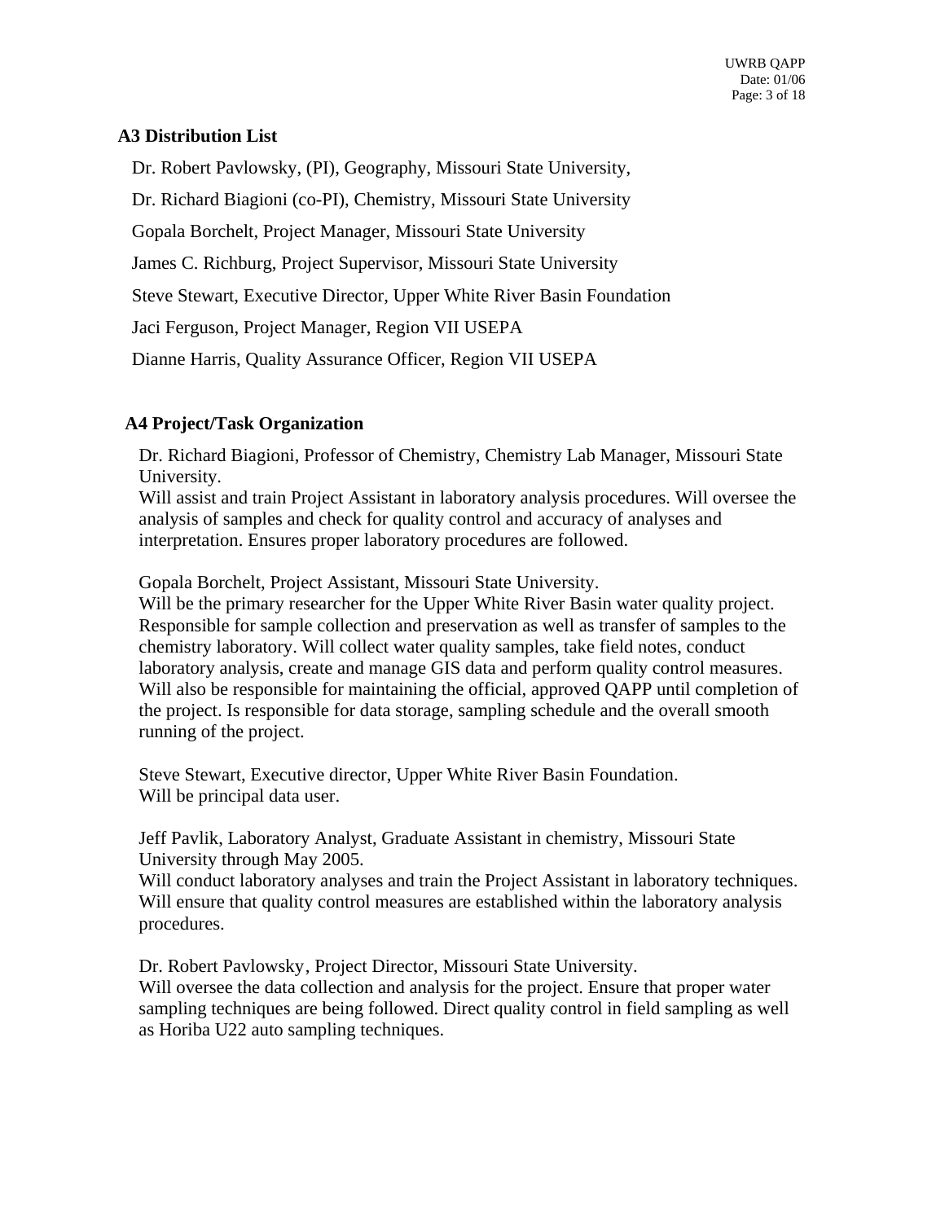## A3 Distribution List

Dr. Robert Pavlowsky, (PI), Geography, Missouri State University,

Dr. Richard Biagioni (co-PI), Chemistry, Missouri State University

Gopala Borchelt, Project Manager, Missouri State University

James C. Richburg, Project Supervisor, Missouri State University

Steve Stewart, Executive Director, Upper White River Basin Foundation

Jaci Ferguson, Project Manager, Region VII USEPA

Dianne Harris, Quality Assurance Officer, Region VII USEPA

## A4 Project/Task Organization

Dr. Richard Biagioni, Professor of Chemistry, Chemistry Lab Manager, Missouri State University.
Will assist and train Project Assistant in laboratory analysis procedures. Will oversee the analysis of samples and check for quality control and accuracy of analyses and interpretation. Ensures proper laboratory procedures are followed.

Gopala Borchelt, Project Assistant, Missouri State University.
Will be the primary researcher for the Upper White River Basin water quality project. Responsible for sample collection and preservation as well as transfer of samples to the chemistry laboratory. Will collect water quality samples, take field notes, conduct laboratory analysis, create and manage GIS data and perform quality control measures. Will also be responsible for maintaining the official, approved QAPP until completion of the project. Is responsible for data storage, sampling schedule and the overall smooth running of the project.

Steve Stewart, Executive director, Upper White River Basin Foundation.
Will be principal data user.

Jeff Pavlik, Laboratory Analyst, Graduate Assistant in chemistry, Missouri State University through May 2005.
Will conduct laboratory analyses and train the Project Assistant in laboratory techniques. Will ensure that quality control measures are established within the laboratory analysis procedures.

Dr. Robert Pavlowsky, Project Director, Missouri State University.
Will oversee the data collection and analysis for the project. Ensure that proper water sampling techniques are being followed. Direct quality control in field sampling as well as Horiba U22 auto sampling techniques.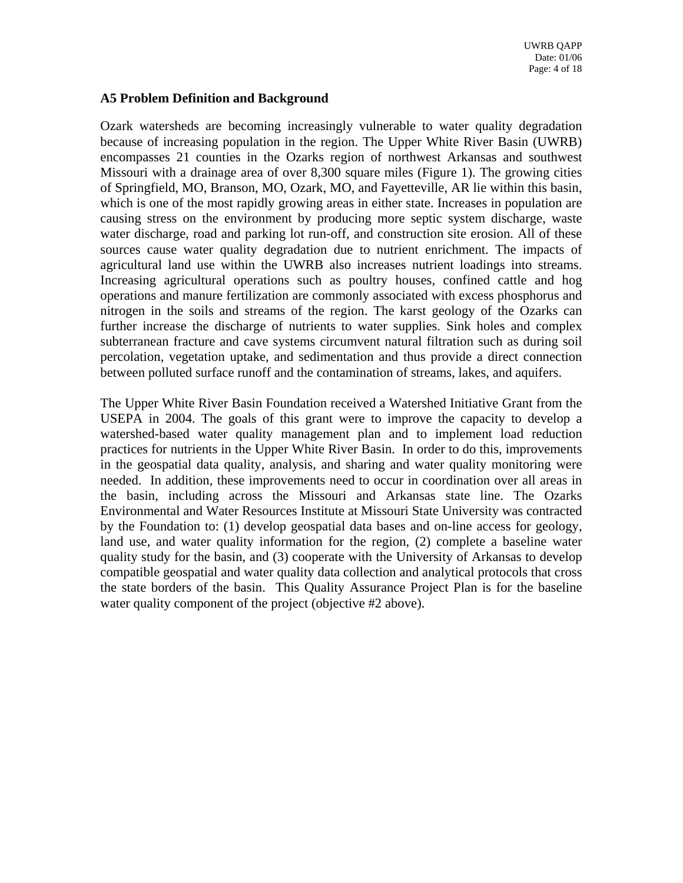## A5 Problem Definition and Background

Ozark watersheds are becoming increasingly vulnerable to water quality degradation because of increasing population in the region. The Upper White River Basin (UWRB) encompasses 21 counties in the Ozarks region of northwest Arkansas and southwest Missouri with a drainage area of over 8,300 square miles (Figure 1). The growing cities of Springfield, MO, Branson, MO, Ozark, MO, and Fayetteville, AR lie within this basin, which is one of the most rapidly growing areas in either state. Increases in population are causing stress on the environment by producing more septic system discharge, waste water discharge, road and parking lot run-off, and construction site erosion. All of these sources cause water quality degradation due to nutrient enrichment. The impacts of agricultural land use within the UWRB also increases nutrient loadings into streams. Increasing agricultural operations such as poultry houses, confined cattle and hog operations and manure fertilization are commonly associated with excess phosphorus and nitrogen in the soils and streams of the region. The karst geology of the Ozarks can further increase the discharge of nutrients to water supplies. Sink holes and complex subterranean fracture and cave systems circumvent natural filtration such as during soil percolation, vegetation uptake, and sedimentation and thus provide a direct connection between polluted surface runoff and the contamination of streams, lakes, and aquifers.

The Upper White River Basin Foundation received a Watershed Initiative Grant from the USEPA in 2004. The goals of this grant were to improve the capacity to develop a watershed-based water quality management plan and to implement load reduction practices for nutrients in the Upper White River Basin. In order to do this, improvements in the geospatial data quality, analysis, and sharing and water quality monitoring were needed. In addition, these improvements need to occur in coordination over all areas in the basin, including across the Missouri and Arkansas state line. The Ozarks Environmental and Water Resources Institute at Missouri State University was contracted by the Foundation to: (1) develop geospatial data bases and on-line access for geology, land use, and water quality information for the region, (2) complete a baseline water quality study for the basin, and (3) cooperate with the University of Arkansas to develop compatible geospatial and water quality data collection and analytical protocols that cross the state borders of the basin. This Quality Assurance Project Plan is for the baseline water quality component of the project (objective #2 above).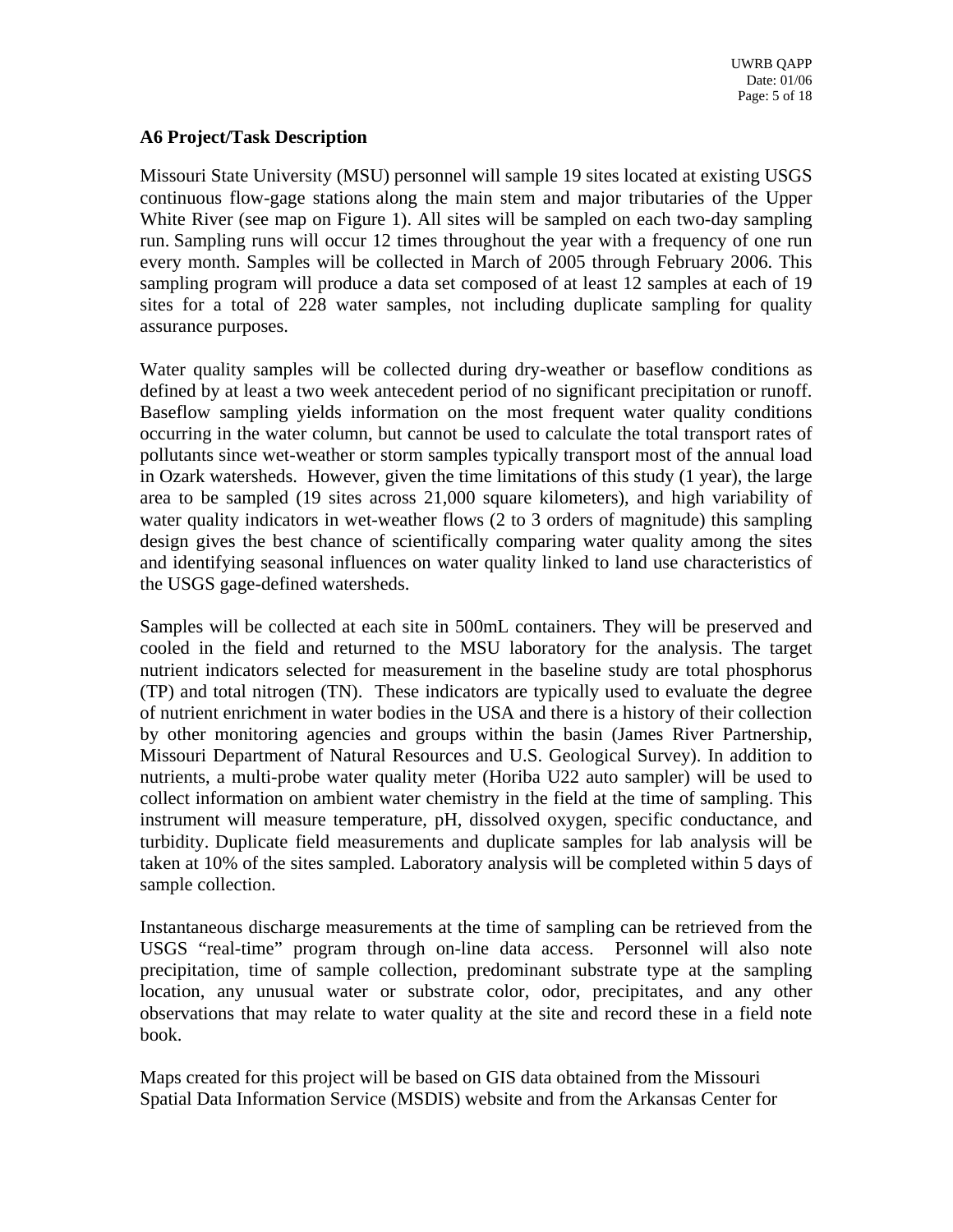### A6 Project/Task Description

Missouri State University (MSU) personnel will sample 19 sites located at existing USGS continuous flow-gage stations along the main stem and major tributaries of the Upper White River (see map on Figure 1). All sites will be sampled on each two-day sampling run. Sampling runs will occur 12 times throughout the year with a frequency of one run every month. Samples will be collected in March of 2005 through February 2006. This sampling program will produce a data set composed of at least 12 samples at each of 19 sites for a total of 228 water samples, not including duplicate sampling for quality assurance purposes.

Water quality samples will be collected during dry-weather or baseflow conditions as defined by at least a two week antecedent period of no significant precipitation or runoff. Baseflow sampling yields information on the most frequent water quality conditions occurring in the water column, but cannot be used to calculate the total transport rates of pollutants since wet-weather or storm samples typically transport most of the annual load in Ozark watersheds. However, given the time limitations of this study (1 year), the large area to be sampled (19 sites across 21,000 square kilometers), and high variability of water quality indicators in wet-weather flows (2 to 3 orders of magnitude) this sampling design gives the best chance of scientifically comparing water quality among the sites and identifying seasonal influences on water quality linked to land use characteristics of the USGS gage-defined watersheds.

Samples will be collected at each site in 500mL containers. They will be preserved and cooled in the field and returned to the MSU laboratory for the analysis. The target nutrient indicators selected for measurement in the baseline study are total phosphorus (TP) and total nitrogen (TN). These indicators are typically used to evaluate the degree of nutrient enrichment in water bodies in the USA and there is a history of their collection by other monitoring agencies and groups within the basin (James River Partnership, Missouri Department of Natural Resources and U.S. Geological Survey). In addition to nutrients, a multi-probe water quality meter (Horiba U22 auto sampler) will be used to collect information on ambient water chemistry in the field at the time of sampling. This instrument will measure temperature, pH, dissolved oxygen, specific conductance, and turbidity. Duplicate field measurements and duplicate samples for lab analysis will be taken at 10% of the sites sampled. Laboratory analysis will be completed within 5 days of sample collection.

Instantaneous discharge measurements at the time of sampling can be retrieved from the USGS "real-time" program through on-line data access. Personnel will also note precipitation, time of sample collection, predominant substrate type at the sampling location, any unusual water or substrate color, odor, precipitates, and any other observations that may relate to water quality at the site and record these in a field note book.

Maps created for this project will be based on GIS data obtained from the Missouri Spatial Data Information Service (MSDIS) website and from the Arkansas Center for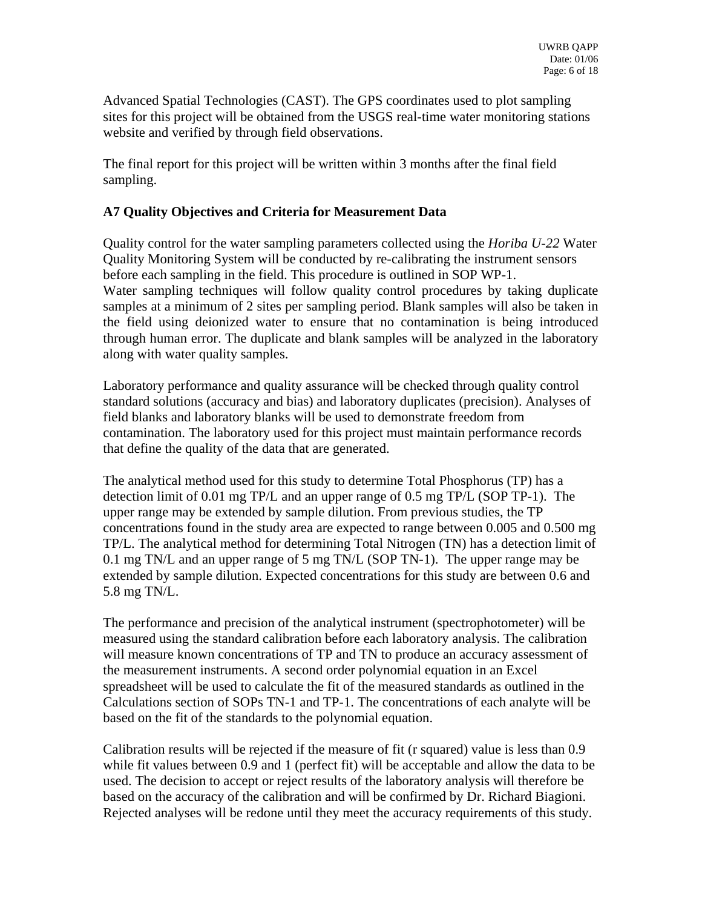Advanced Spatial Technologies (CAST). The GPS coordinates used to plot sampling sites for this project will be obtained from the USGS real-time water monitoring stations website and verified by through field observations.

The final report for this project will be written within 3 months after the final field sampling.

### A7 Quality Objectives and Criteria for Measurement Data

Quality control for the water sampling parameters collected using the *Horiba U-22* Water Quality Monitoring System will be conducted by re-calibrating the instrument sensors before each sampling in the field. This procedure is outlined in SOP WP-1.
Water sampling techniques will follow quality control procedures by taking duplicate samples at a minimum of 2 sites per sampling period. Blank samples will also be taken in the field using deionized water to ensure that no contamination is being introduced through human error. The duplicate and blank samples will be analyzed in the laboratory along with water quality samples.

Laboratory performance and quality assurance will be checked through quality control standard solutions (accuracy and bias) and laboratory duplicates (precision). Analyses of field blanks and laboratory blanks will be used to demonstrate freedom from contamination. The laboratory used for this project must maintain performance records that define the quality of the data that are generated.

The analytical method used for this study to determine Total Phosphorus (TP) has a detection limit of 0.01 mg TP/L and an upper range of 0.5 mg TP/L (SOP TP-1). The upper range may be extended by sample dilution. From previous studies, the TP concentrations found in the study area are expected to range between 0.005 and 0.500 mg TP/L. The analytical method for determining Total Nitrogen (TN) has a detection limit of 0.1 mg TN/L and an upper range of 5 mg TN/L (SOP TN-1). The upper range may be extended by sample dilution. Expected concentrations for this study are between 0.6 and 5.8 mg TN/L.

The performance and precision of the analytical instrument (spectrophotometer) will be measured using the standard calibration before each laboratory analysis. The calibration will measure known concentrations of TP and TN to produce an accuracy assessment of the measurement instruments. A second order polynomial equation in an Excel spreadsheet will be used to calculate the fit of the measured standards as outlined in the Calculations section of SOPs TN-1 and TP-1. The concentrations of each analyte will be based on the fit of the standards to the polynomial equation.

Calibration results will be rejected if the measure of fit (r squared) value is less than 0.9 while fit values between 0.9 and 1 (perfect fit) will be acceptable and allow the data to be used. The decision to accept or reject results of the laboratory analysis will therefore be based on the accuracy of the calibration and will be confirmed by Dr. Richard Biagioni. Rejected analyses will be redone until they meet the accuracy requirements of this study.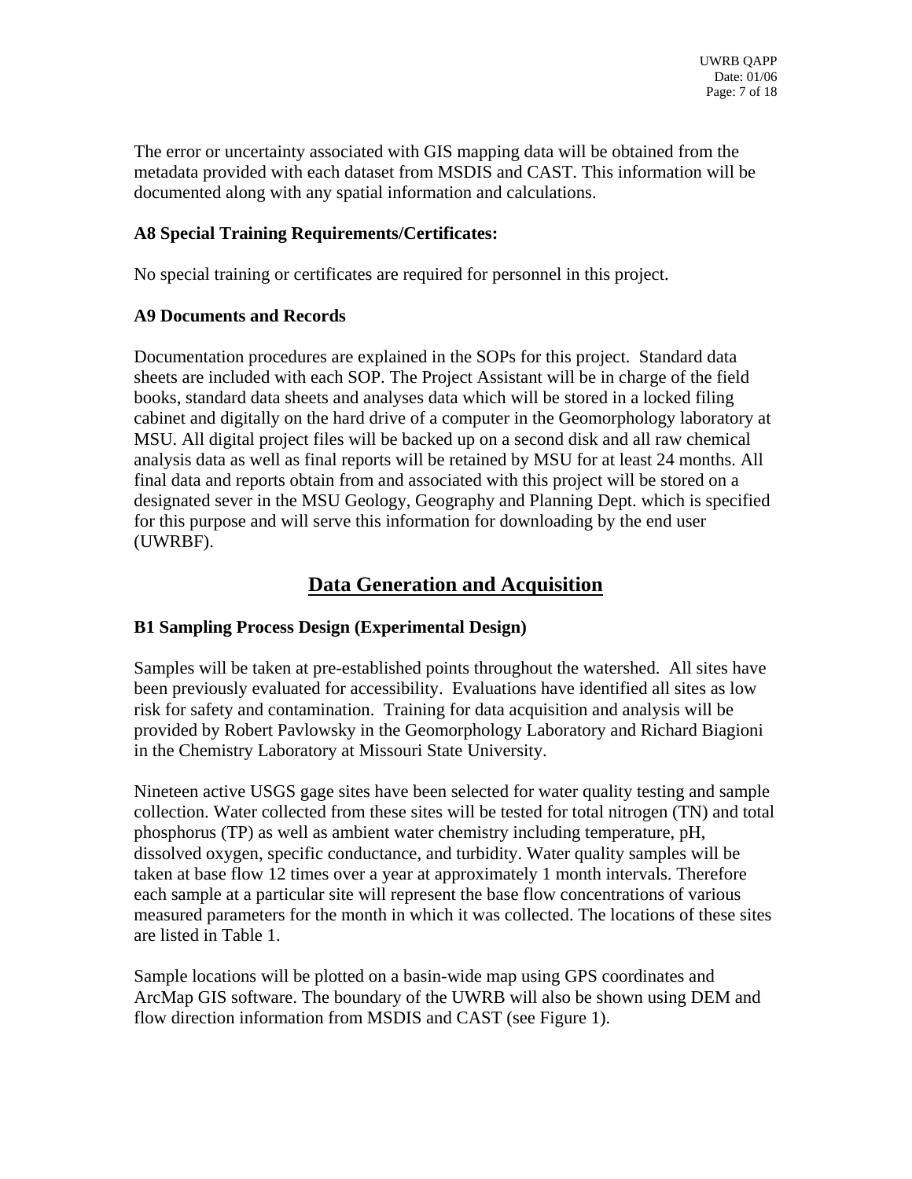The error or uncertainty associated with GIS mapping data will be obtained from the metadata provided with each dataset from MSDIS and CAST. This information will be documented along with any spatial information and calculations.

**A8 Special Training Requirements/Certificates:**

No special training or certificates are required for personnel in this project.

**A9 Documents and Records**

Documentation procedures are explained in the SOPs for this project. Standard data sheets are included with each SOP. The Project Assistant will be in charge of the field books, standard data sheets and analyses data which will be stored in a locked filing cabinet and digitally on the hard drive of a computer in the Geomorphology laboratory at MSU. All digital project files will be backed up on a second disk and all raw chemical analysis data as well as final reports will be retained by MSU for at least 24 months. All final data and reports obtain from and associated with this project will be stored on a designated sever in the MSU Geology, Geography and Planning Dept. which is specified for this purpose and will serve this information for downloading by the end user (UWRBF).

## Data Generation and Acquisition

**B1 Sampling Process Design (Experimental Design)**

Samples will be taken at pre-established points throughout the watershed. All sites have been previously evaluated for accessibility. Evaluations have identified all sites as low risk for safety and contamination. Training for data acquisition and analysis will be provided by Robert Pavlowsky in the Geomorphology Laboratory and Richard Biagioni in the Chemistry Laboratory at Missouri State University.

Nineteen active USGS gage sites have been selected for water quality testing and sample collection. Water collected from these sites will be tested for total nitrogen (TN) and total phosphorus (TP) as well as ambient water chemistry including temperature, pH, dissolved oxygen, specific conductance, and turbidity. Water quality samples will be taken at base flow 12 times over a year at approximately 1 month intervals. Therefore each sample at a particular site will represent the base flow concentrations of various measured parameters for the month in which it was collected. The locations of these sites are listed in Table 1.

Sample locations will be plotted on a basin-wide map using GPS coordinates and ArcMap GIS software. The boundary of the UWRB will also be shown using DEM and flow direction information from MSDIS and CAST (see Figure 1).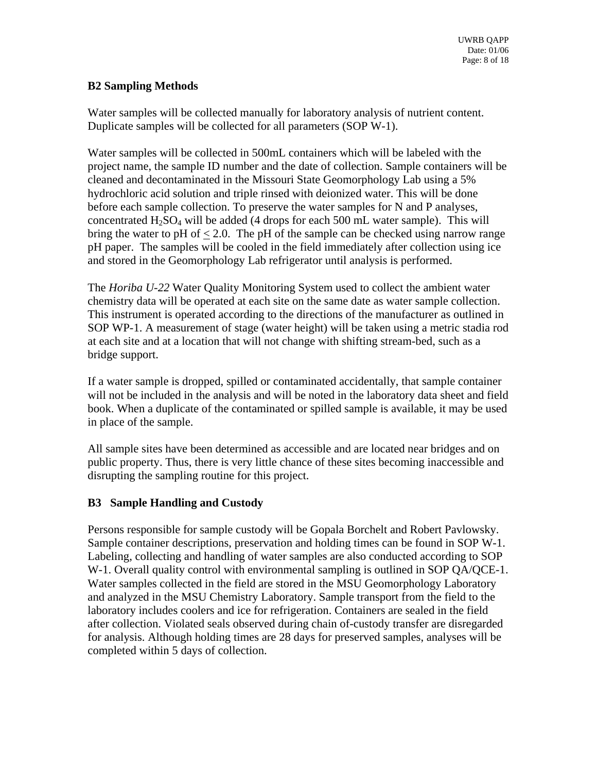## B2 Sampling Methods

Water samples will be collected manually for laboratory analysis of nutrient content. Duplicate samples will be collected for all parameters (SOP W-1).

Water samples will be collected in 500mL containers which will be labeled with the project name, the sample ID number and the date of collection. Sample containers will be cleaned and decontaminated in the Missouri State Geomorphology Lab using a 5% hydrochloric acid solution and triple rinsed with deionized water. This will be done before each sample collection. To preserve the water samples for N and P analyses, concentrated $H_2SO_4$ will be added (4 drops for each 500 mL water sample). This will bring the water to pH of $\leq$ 2.0. The pH of the sample can be checked using narrow range pH paper. The samples will be cooled in the field immediately after collection using ice and stored in the Geomorphology Lab refrigerator until analysis is performed.

The *Horiba U-22* Water Quality Monitoring System used to collect the ambient water chemistry data will be operated at each site on the same date as water sample collection. This instrument is operated according to the directions of the manufacturer as outlined in SOP WP-1. A measurement of stage (water height) will be taken using a metric stadia rod at each site and at a location that will not change with shifting stream-bed, such as a bridge support.

If a water sample is dropped, spilled or contaminated accidentally, that sample container will not be included in the analysis and will be noted in the laboratory data sheet and field book. When a duplicate of the contaminated or spilled sample is available, it may be used in place of the sample.

All sample sites have been determined as accessible and are located near bridges and on public property. Thus, there is very little chance of these sites becoming inaccessible and disrupting the sampling routine for this project.

## B3 Sample Handling and Custody

Persons responsible for sample custody will be Gopala Borchelt and Robert Pavlowsky. Sample container descriptions, preservation and holding times can be found in SOP W-1. Labeling, collecting and handling of water samples are also conducted according to SOP W-1. Overall quality control with environmental sampling is outlined in SOP QA/QCE-1. Water samples collected in the field are stored in the MSU Geomorphology Laboratory and analyzed in the MSU Chemistry Laboratory. Sample transport from the field to the laboratory includes coolers and ice for refrigeration. Containers are sealed in the field after collection. Violated seals observed during chain of-custody transfer are disregarded for analysis. Although holding times are 28 days for preserved samples, analyses will be completed within 5 days of collection.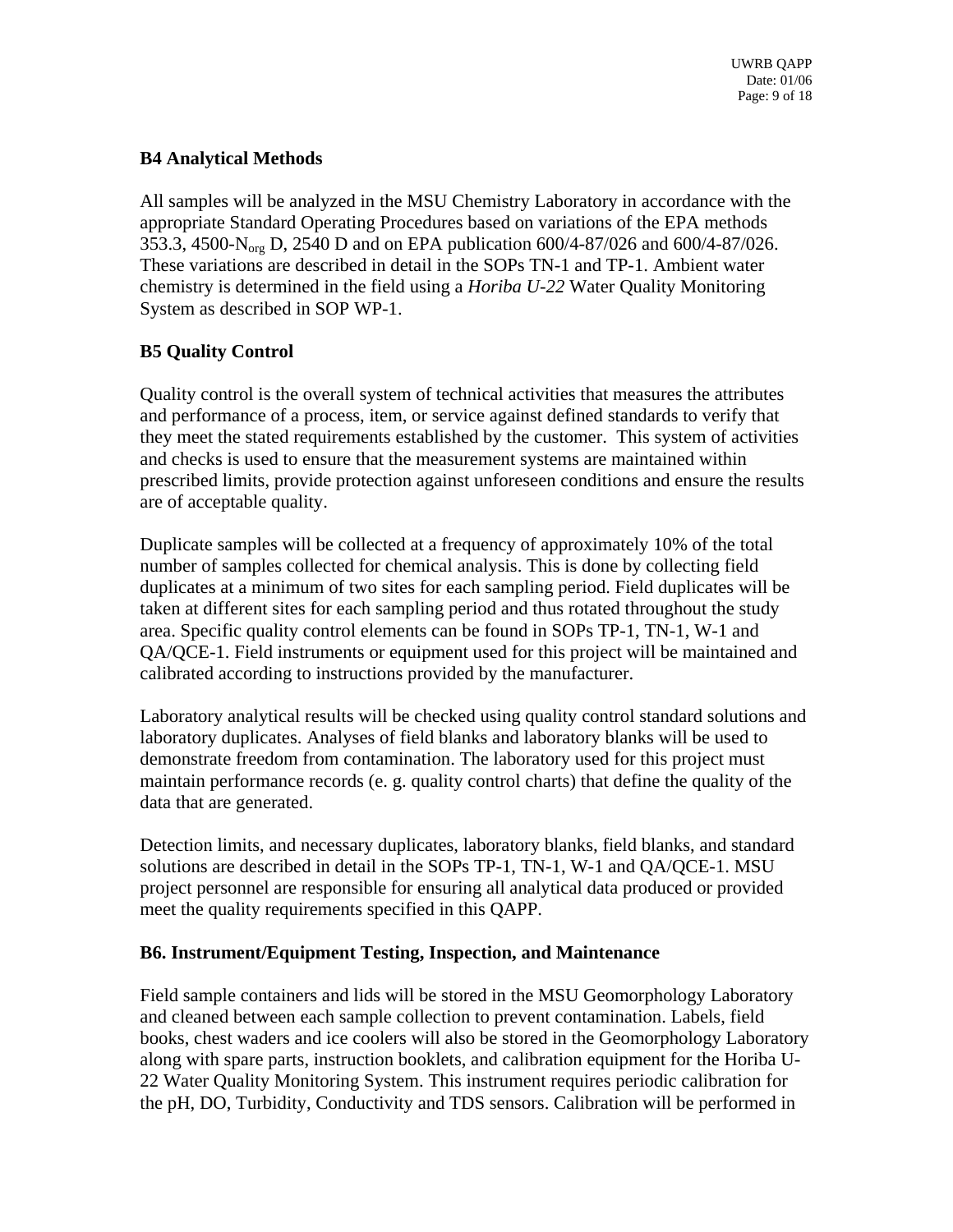### B4 Analytical Methods

All samples will be analyzed in the MSU Chemistry Laboratory in accordance with the appropriate Standard Operating Procedures based on variations of the EPA methods 353.3, 4500-$N_{org}$ D, 2540 D and on EPA publication 600/4-87/026 and 600/4-87/026. These variations are described in detail in the SOPs TN-1 and TP-1. Ambient water chemistry is determined in the field using a *Horiba U-22* Water Quality Monitoring System as described in SOP WP-1.

### B5 Quality Control

Quality control is the overall system of technical activities that measures the attributes and performance of a process, item, or service against defined standards to verify that they meet the stated requirements established by the customer. This system of activities and checks is used to ensure that the measurement systems are maintained within prescribed limits, provide protection against unforeseen conditions and ensure the results are of acceptable quality.

Duplicate samples will be collected at a frequency of approximately 10% of the total number of samples collected for chemical analysis. This is done by collecting field duplicates at a minimum of two sites for each sampling period. Field duplicates will be taken at different sites for each sampling period and thus rotated throughout the study area. Specific quality control elements can be found in SOPs TP-1, TN-1, W-1 and QA/QCE-1. Field instruments or equipment used for this project will be maintained and calibrated according to instructions provided by the manufacturer.

Laboratory analytical results will be checked using quality control standard solutions and laboratory duplicates. Analyses of field blanks and laboratory blanks will be used to demonstrate freedom from contamination. The laboratory used for this project must maintain performance records (e. g. quality control charts) that define the quality of the data that are generated.

Detection limits, and necessary duplicates, laboratory blanks, field blanks, and standard solutions are described in detail in the SOPs TP-1, TN-1, W-1 and QA/QCE-1. MSU project personnel are responsible for ensuring all analytical data produced or provided meet the quality requirements specified in this QAPP.

### B6. Instrument/Equipment Testing, Inspection, and Maintenance

Field sample containers and lids will be stored in the MSU Geomorphology Laboratory and cleaned between each sample collection to prevent contamination. Labels, field books, chest waders and ice coolers will also be stored in the Geomorphology Laboratory along with spare parts, instruction booklets, and calibration equipment for the Horiba U-22 Water Quality Monitoring System. This instrument requires periodic calibration for the pH, DO, Turbidity, Conductivity and TDS sensors. Calibration will be performed in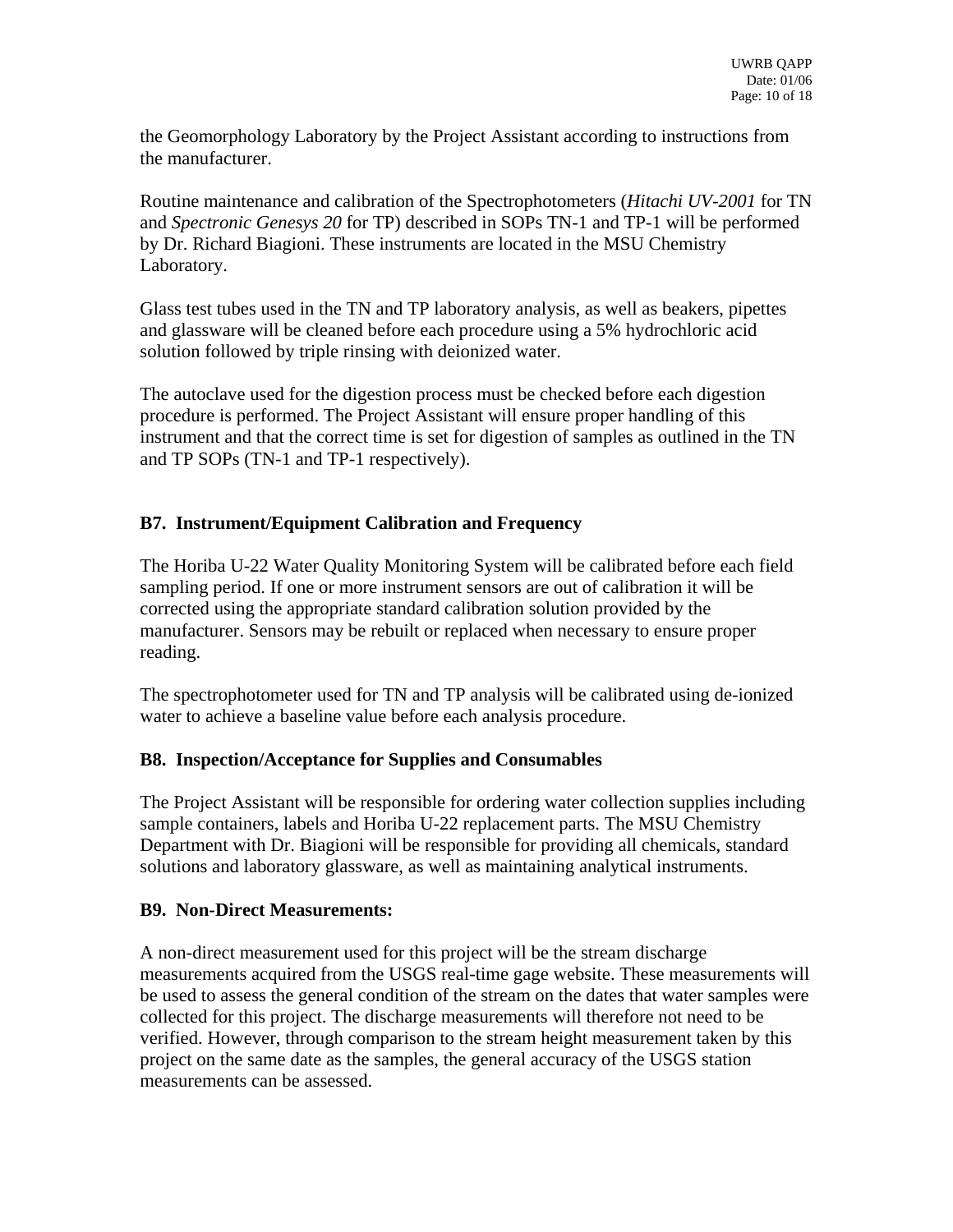the Geomorphology Laboratory by the Project Assistant according to instructions from the manufacturer.

Routine maintenance and calibration of the Spectrophotometers (*Hitachi UV-2001* for TN and *Spectronic Genesys 20* for TP) described in SOPs TN-1 and TP-1 will be performed by Dr. Richard Biagioni. These instruments are located in the MSU Chemistry Laboratory.

Glass test tubes used in the TN and TP laboratory analysis, as well as beakers, pipettes and glassware will be cleaned before each procedure using a 5% hydrochloric acid solution followed by triple rinsing with deionized water.

The autoclave used for the digestion process must be checked before each digestion procedure is performed. The Project Assistant will ensure proper handling of this instrument and that the correct time is set for digestion of samples as outlined in the TN and TP SOPs (TN-1 and TP-1 respectively).

## B7. Instrument/Equipment Calibration and Frequency

The Horiba U-22 Water Quality Monitoring System will be calibrated before each field sampling period. If one or more instrument sensors are out of calibration it will be corrected using the appropriate standard calibration solution provided by the manufacturer. Sensors may be rebuilt or replaced when necessary to ensure proper reading.

The spectrophotometer used for TN and TP analysis will be calibrated using de-ionized water to achieve a baseline value before each analysis procedure.

## B8. Inspection/Acceptance for Supplies and Consumables

The Project Assistant will be responsible for ordering water collection supplies including sample containers, labels and Horiba U-22 replacement parts. The MSU Chemistry Department with Dr. Biagioni will be responsible for providing all chemicals, standard solutions and laboratory glassware, as well as maintaining analytical instruments.

## B9. Non-Direct Measurements:

A non-direct measurement used for this project will be the stream discharge measurements acquired from the USGS real-time gage website. These measurements will be used to assess the general condition of the stream on the dates that water samples were collected for this project. The discharge measurements will therefore not need to be verified. However, through comparison to the stream height measurement taken by this project on the same date as the samples, the general accuracy of the USGS station measurements can be assessed.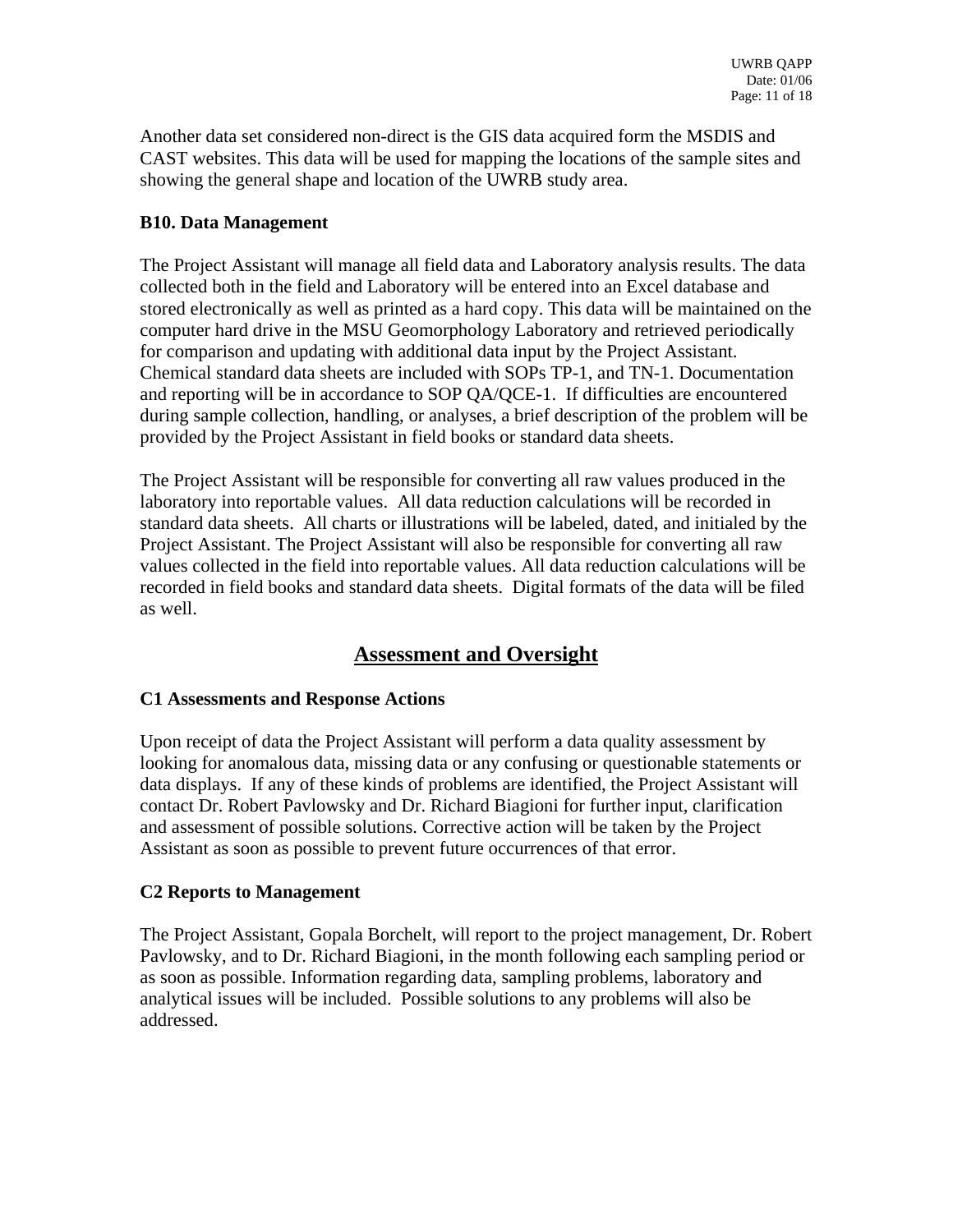Another data set considered non-direct is the GIS data acquired form the MSDIS and CAST websites. This data will be used for mapping the locations of the sample sites and showing the general shape and location of the UWRB study area.

### B10. Data Management

The Project Assistant will manage all field data and Laboratory analysis results. The data collected both in the field and Laboratory will be entered into an Excel database and stored electronically as well as printed as a hard copy. This data will be maintained on the computer hard drive in the MSU Geomorphology Laboratory and retrieved periodically for comparison and updating with additional data input by the Project Assistant. Chemical standard data sheets are included with SOPs TP-1, and TN-1. Documentation and reporting will be in accordance to SOP QA/QCE-1. If difficulties are encountered during sample collection, handling, or analyses, a brief description of the problem will be provided by the Project Assistant in field books or standard data sheets.

The Project Assistant will be responsible for converting all raw values produced in the laboratory into reportable values. All data reduction calculations will be recorded in standard data sheets. All charts or illustrations will be labeled, dated, and initialed by the Project Assistant. The Project Assistant will also be responsible for converting all raw values collected in the field into reportable values. All data reduction calculations will be recorded in field books and standard data sheets. Digital formats of the data will be filed as well.

## Assessment and Oversight

### C1 Assessments and Response Actions

Upon receipt of data the Project Assistant will perform a data quality assessment by looking for anomalous data, missing data or any confusing or questionable statements or data displays. If any of these kinds of problems are identified, the Project Assistant will contact Dr. Robert Pavlowsky and Dr. Richard Biagioni for further input, clarification and assessment of possible solutions. Corrective action will be taken by the Project Assistant as soon as possible to prevent future occurrences of that error.

### C2 Reports to Management

The Project Assistant, Gopala Borchelt, will report to the project management, Dr. Robert Pavlowsky, and to Dr. Richard Biagioni, in the month following each sampling period or as soon as possible. Information regarding data, sampling problems, laboratory and analytical issues will be included. Possible solutions to any problems will also be addressed.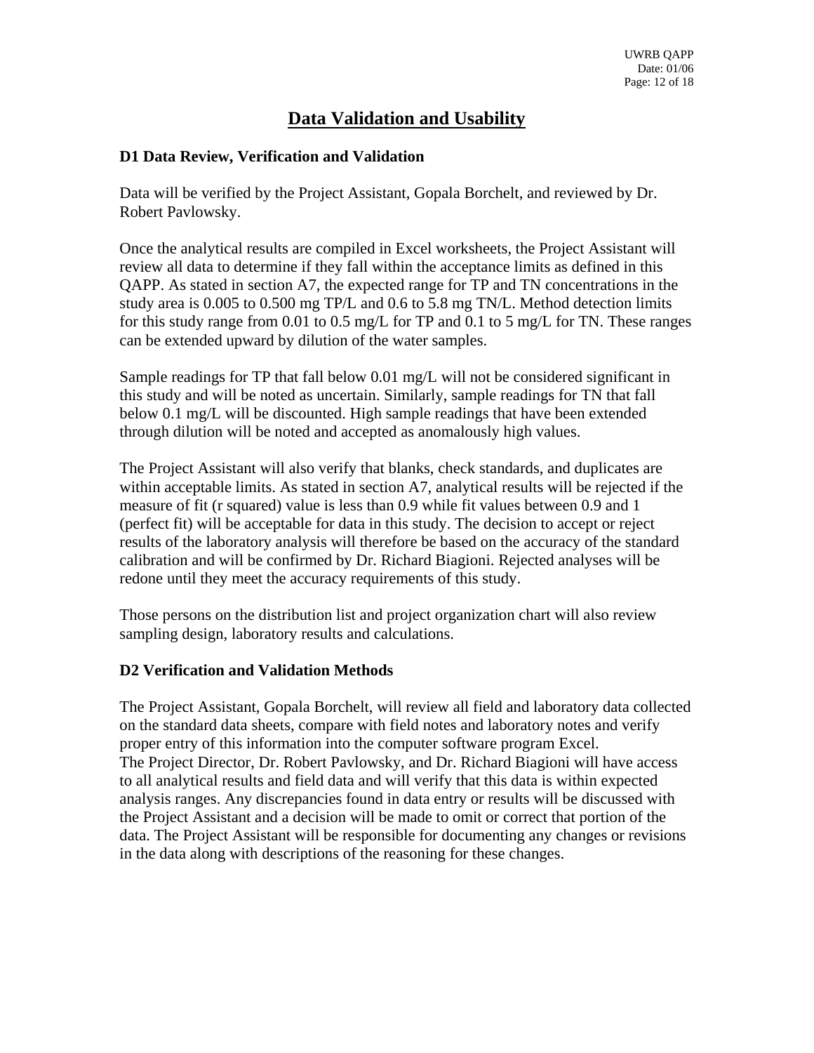# Data Validation and Usability

## D1 Data Review, Verification and Validation

Data will be verified by the Project Assistant, Gopala Borchelt, and reviewed by Dr. Robert Pavlowsky.

Once the analytical results are compiled in Excel worksheets, the Project Assistant will review all data to determine if they fall within the acceptance limits as defined in this QAPP. As stated in section A7, the expected range for TP and TN concentrations in the study area is 0.005 to 0.500 mg TP/L and 0.6 to 5.8 mg TN/L. Method detection limits for this study range from 0.01 to 0.5 mg/L for TP and 0.1 to 5 mg/L for TN. These ranges can be extended upward by dilution of the water samples.

Sample readings for TP that fall below 0.01 mg/L will not be considered significant in this study and will be noted as uncertain. Similarly, sample readings for TN that fall below 0.1 mg/L will be discounted. High sample readings that have been extended through dilution will be noted and accepted as anomalously high values.

The Project Assistant will also verify that blanks, check standards, and duplicates are within acceptable limits. As stated in section A7, analytical results will be rejected if the measure of fit (r squared) value is less than 0.9 while fit values between 0.9 and 1 (perfect fit) will be acceptable for data in this study. The decision to accept or reject results of the laboratory analysis will therefore be based on the accuracy of the standard calibration and will be confirmed by Dr. Richard Biagioni. Rejected analyses will be redone until they meet the accuracy requirements of this study.

Those persons on the distribution list and project organization chart will also review sampling design, laboratory results and calculations.

## D2 Verification and Validation Methods

The Project Assistant, Gopala Borchelt, will review all field and laboratory data collected on the standard data sheets, compare with field notes and laboratory notes and verify proper entry of this information into the computer software program Excel.
The Project Director, Dr. Robert Pavlowsky, and Dr. Richard Biagioni will have access to all analytical results and field data and will verify that this data is within expected analysis ranges. Any discrepancies found in data entry or results will be discussed with the Project Assistant and a decision will be made to omit or correct that portion of the data. The Project Assistant will be responsible for documenting any changes or revisions in the data along with descriptions of the reasoning for these changes.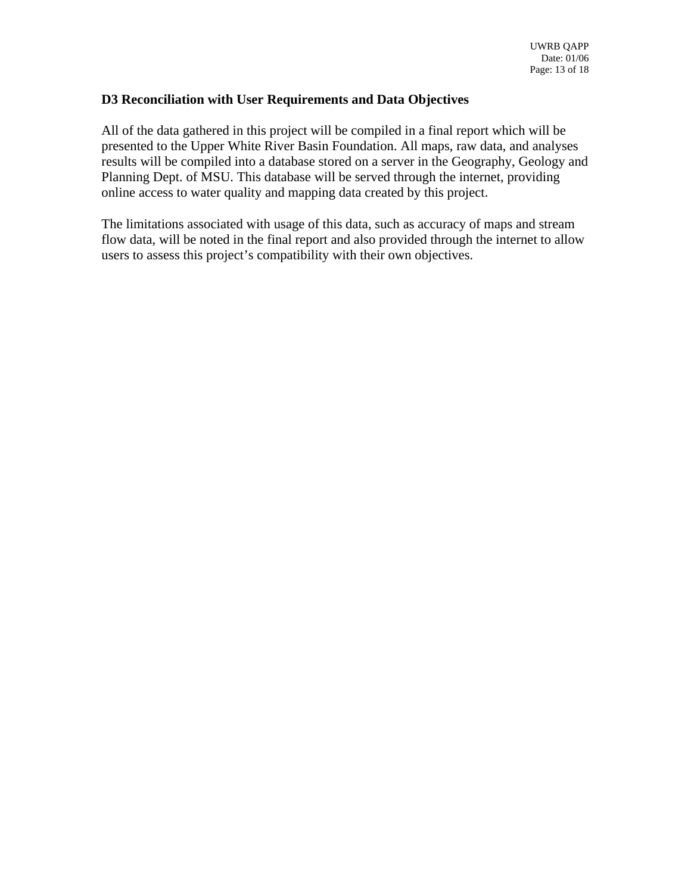### D3 Reconciliation with User Requirements and Data Objectives

All of the data gathered in this project will be compiled in a final report which will be presented to the Upper White River Basin Foundation. All maps, raw data, and analyses results will be compiled into a database stored on a server in the Geography, Geology and Planning Dept. of MSU. This database will be served through the internet, providing online access to water quality and mapping data created by this project.

The limitations associated with usage of this data, such as accuracy of maps and stream flow data, will be noted in the final report and also provided through the internet to allow users to assess this project's compatibility with their own objectives.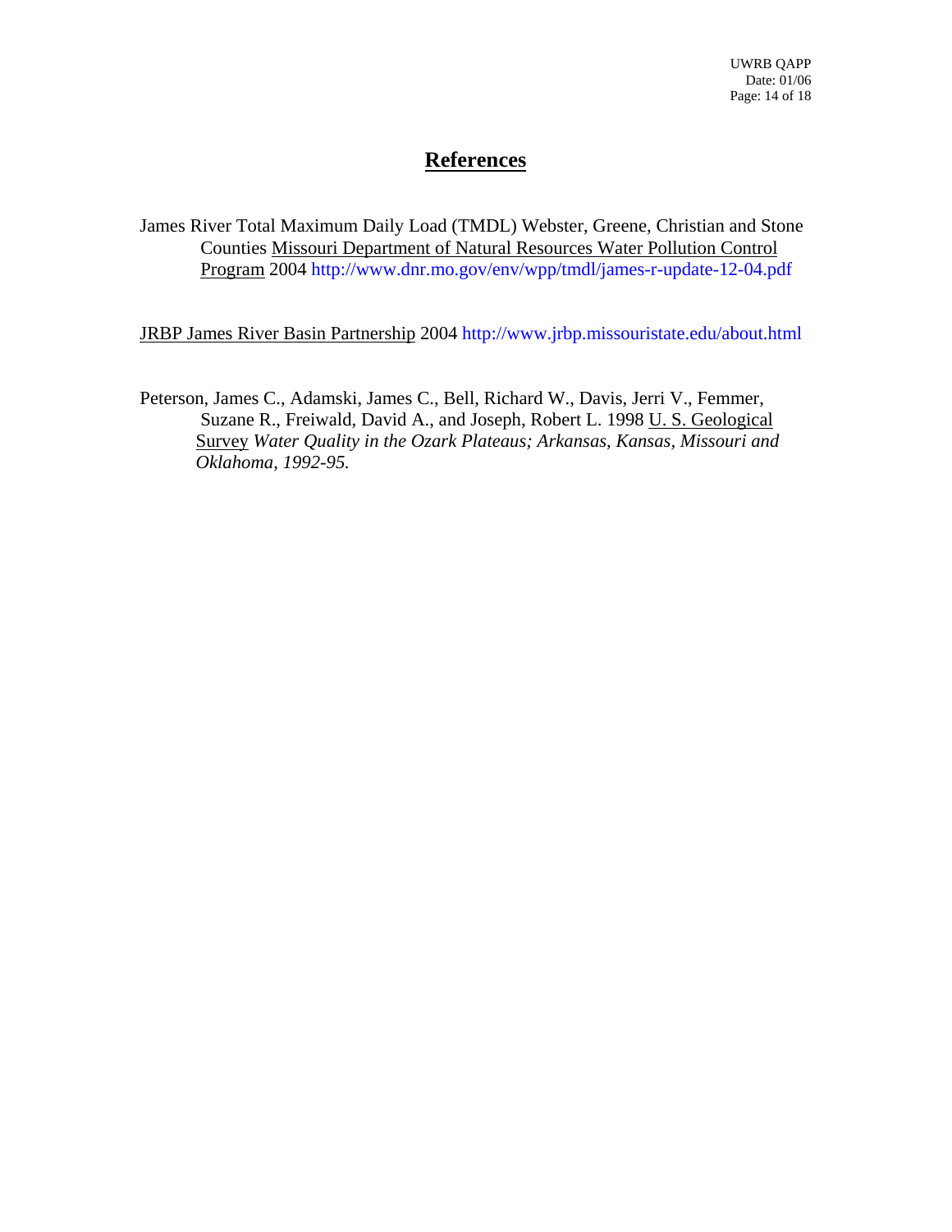# References

James River Total Maximum Daily Load (TMDL) Webster, Greene, Christian and Stone Counties Missouri Department of Natural Resources Water Pollution Control Program 2004 http://www.dnr.mo.gov/env/wpp/tmdl/james-r-update-12-04.pdf

JRBP James River Basin Partnership 2004 http://www.jrbp.missouristate.edu/about.html

Peterson, James C., Adamski, James C., Bell, Richard W., Davis, Jerri V., Femmer, Suzane R., Freiwald, David A., and Joseph, Robert L. 1998 U. S. Geological Survey *Water Quality in the Ozark Plateaus; Arkansas, Kansas, Missouri and Oklahoma, 1992-95.*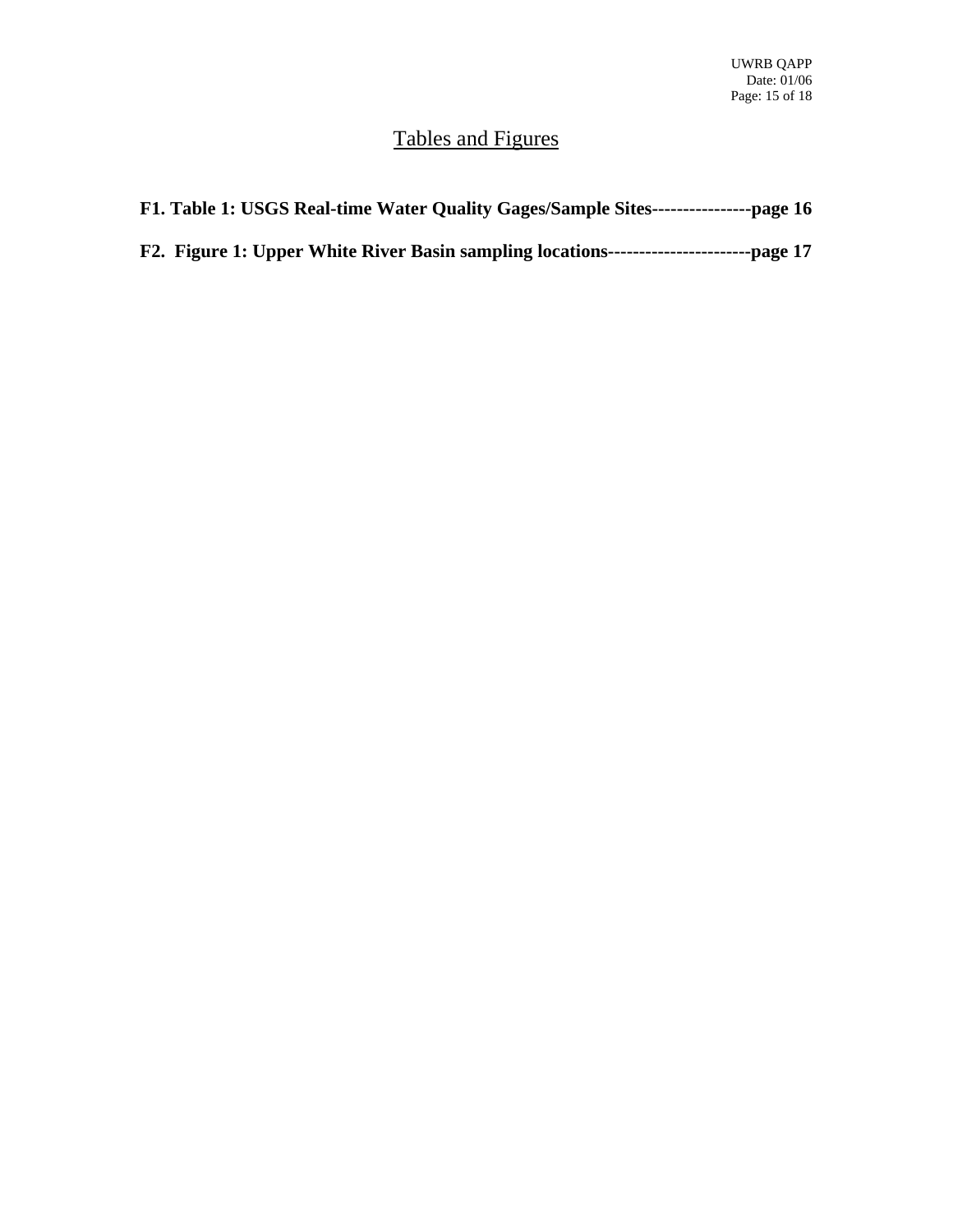# Tables and Figures

**F1. Table 1: USGS Real-time Water Quality Gages/Sample Sites----------------page 16**

**F2. Figure 1: Upper White River Basin sampling locations-----------------------page 17**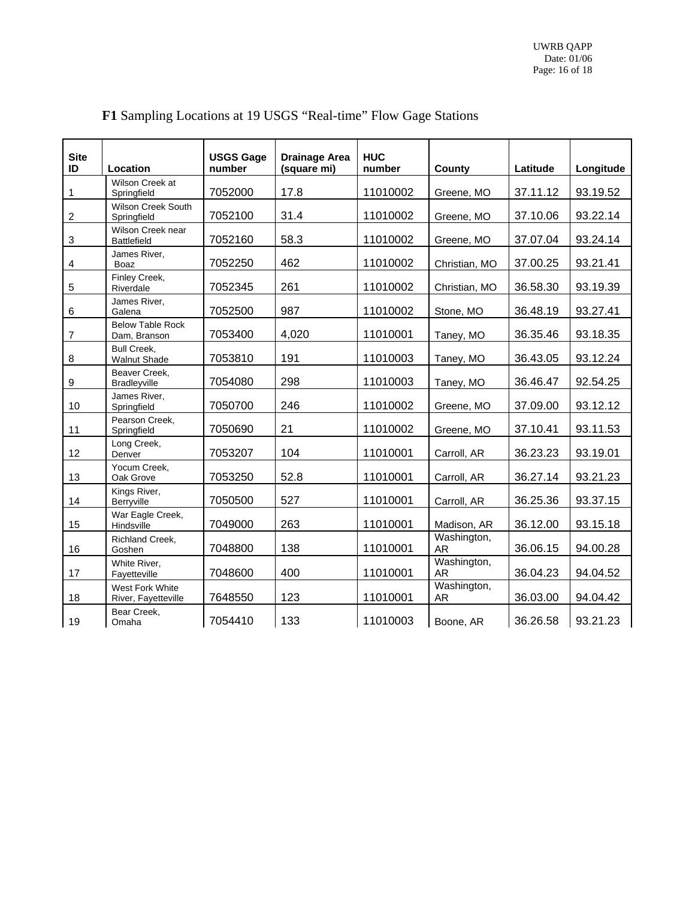**F1** Sampling Locations at 19 USGS "Real-time" Flow Gage Stations

| Site ID | Location | USGS Gage number | Drainage Area (square mi) | HUC number | County | Latitude | Longitude |
|---|---|---|---|---|---|---|---|
| 1 | Wilson Creek at Springfield | 7052000 | 17.8 | 11010002 | Greene, MO | 37.11.12 | 93.19.52 |
| 2 | Wilson Creek South Springfield | 7052100 | 31.4 | 11010002 | Greene, MO | 37.10.06 | 93.22.14 |
| 3 | Wilson Creek near Battlefield | 7052160 | 58.3 | 11010002 | Greene, MO | 37.07.04 | 93.24.14 |
| 4 | James River, Boaz | 7052250 | 462 | 11010002 | Christian, MO | 37.00.25 | 93.21.41 |
| 5 | Finley Creek, Riverdale | 7052345 | 261 | 11010002 | Christian, MO | 36.58.30 | 93.19.39 |
| 6 | James River, Galena | 7052500 | 987 | 11010002 | Stone, MO | 36.48.19 | 93.27.41 |
| 7 | Below Table Rock Dam, Branson | 7053400 | 4,020 | 11010001 | Taney, MO | 36.35.46 | 93.18.35 |
| 8 | Bull Creek, Walnut Shade | 7053810 | 191 | 11010003 | Taney, MO | 36.43.05 | 93.12.24 |
| 9 | Beaver Creek, Bradleyville | 7054080 | 298 | 11010003 | Taney, MO | 36.46.47 | 92.54.25 |
| 10 | James River, Springfield | 7050700 | 246 | 11010002 | Greene, MO | 37.09.00 | 93.12.12 |
| 11 | Pearson Creek, Springfield | 7050690 | 21 | 11010002 | Greene, MO | 37.10.41 | 93.11.53 |
| 12 | Long Creek, Denver | 7053207 | 104 | 11010001 | Carroll, AR | 36.23.23 | 93.19.01 |
| 13 | Yocum Creek, Oak Grove | 7053250 | 52.8 | 11010001 | Carroll, AR | 36.27.14 | 93.21.23 |
| 14 | Kings River, Berryville | 7050500 | 527 | 11010001 | Carroll, AR | 36.25.36 | 93.37.15 |
| 15 | War Eagle Creek, Hindsville | 7049000 | 263 | 11010001 | Madison, AR | 36.12.00 | 93.15.18 |
| 16 | Richland Creek, Goshen | 7048800 | 138 | 11010001 | Washington, AR | 36.06.15 | 94.00.28 |
| 17 | White River, Fayetteville | 7048600 | 400 | 11010001 | Washington, AR | 36.04.23 | 94.04.52 |
| 18 | West Fork White River, Fayetteville | 7648550 | 123 | 11010001 | Washington, AR | 36.03.00 | 94.04.42 |
| 19 | Bear Creek, Omaha | 7054410 | 133 | 11010003 | Boone, AR | 36.26.58 | 93.21.23 |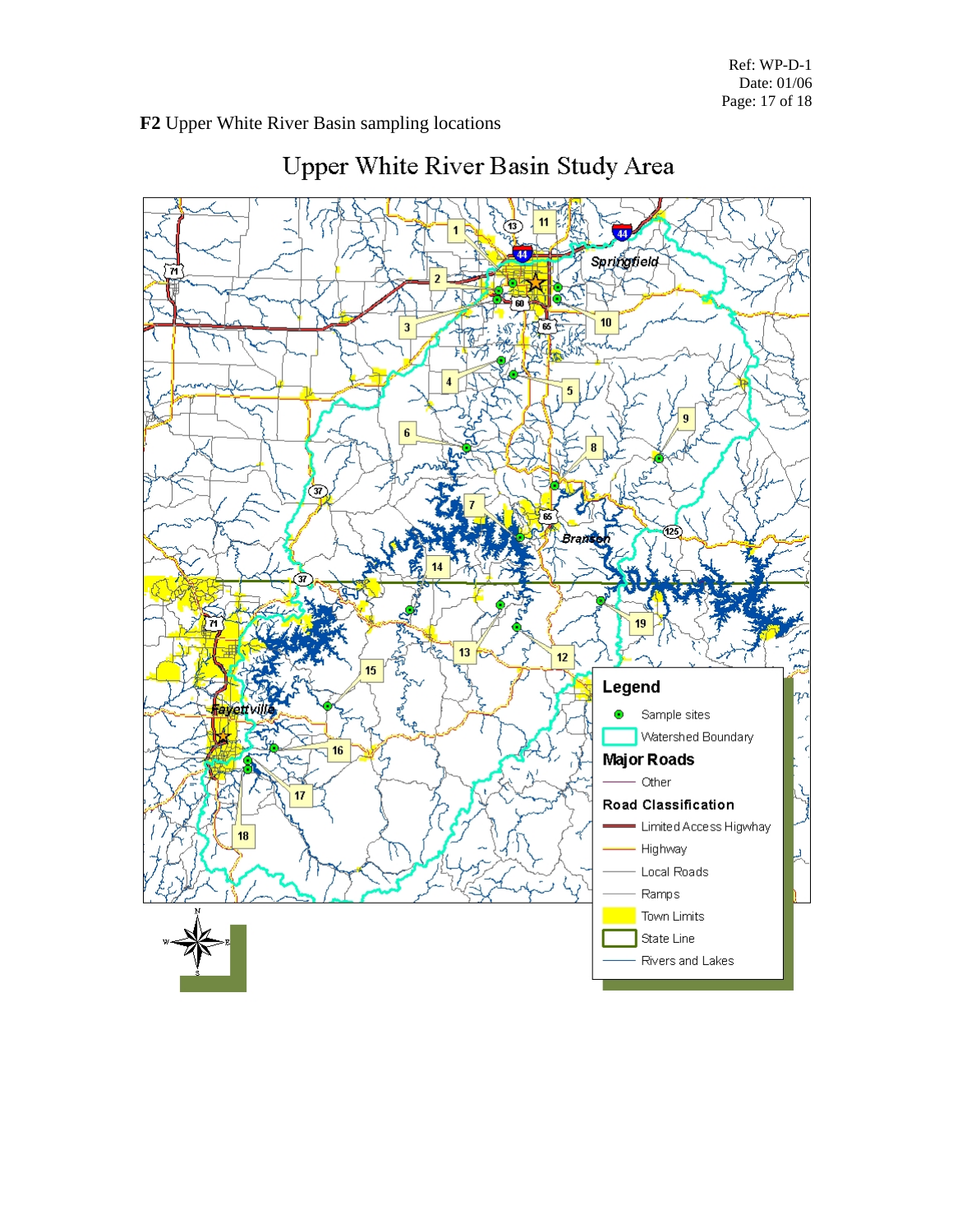**F2** Upper White River Basin sampling locations

# Upper White River Basin Study Area

Legend

- Sample sites
- Watershed Boundary

**Major Roads**

- Other

**Road Classification**

- Limited Access Higway
- Highway
- Local Roads
- Ramps
- Town Limits
- State Line
- Rivers and Lakes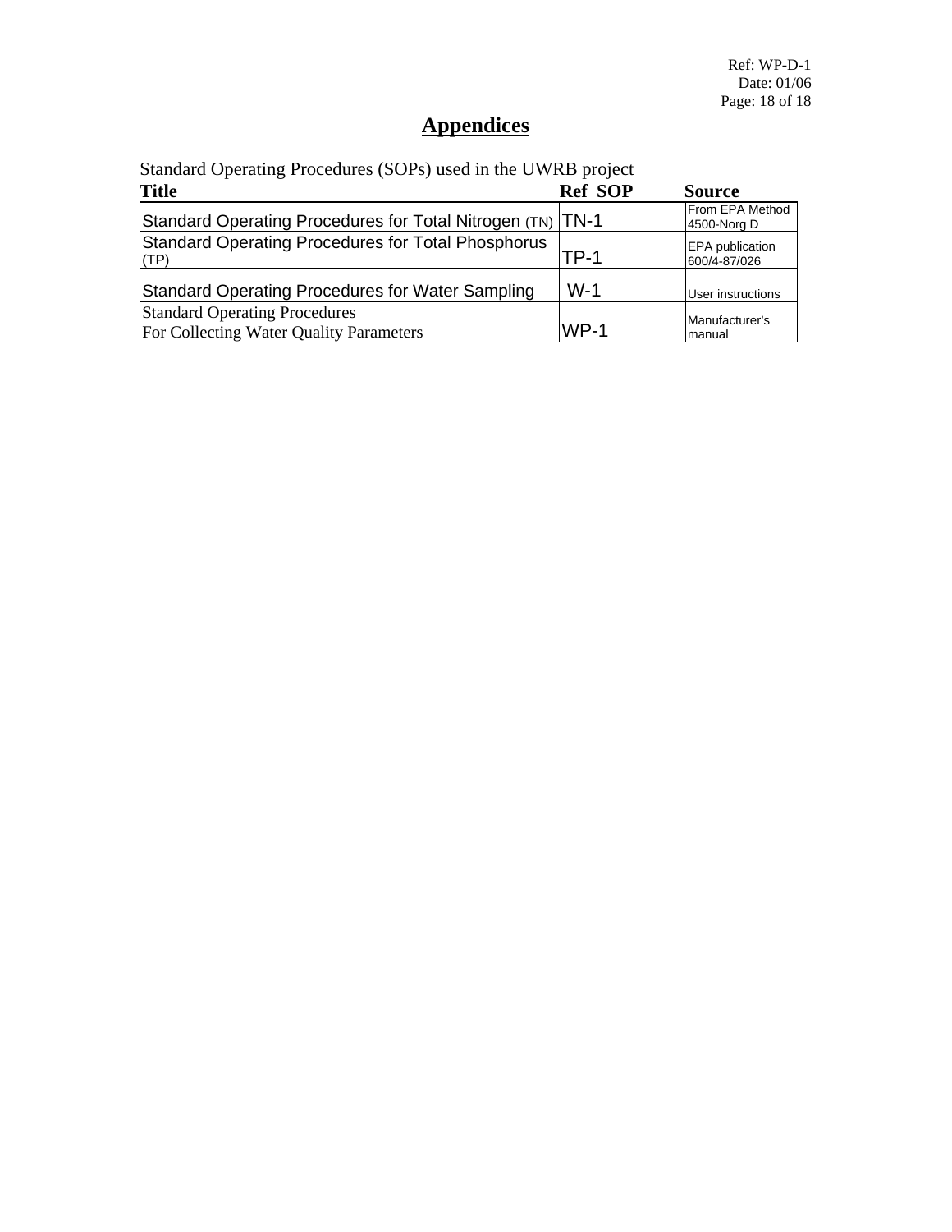# Appendices

Standard Operating Procedures (SOPs) used in the UWRB project

| Title | Ref SOP | Source |
|---|---|---|
| Standard Operating Procedures for Total Nitrogen (TN) | TN-1 | From EPA Method 4500-Norg D |
| Standard Operating Procedures for Total Phosphorus (TP) | TP-1 | EPA publication 600/4-87/026 |
| Standard Operating Procedures for Water Sampling | W-1 | User instructions |
| Standard Operating Procedures For Collecting Water Quality Parameters | WP-1 | Manufacturer's manual |